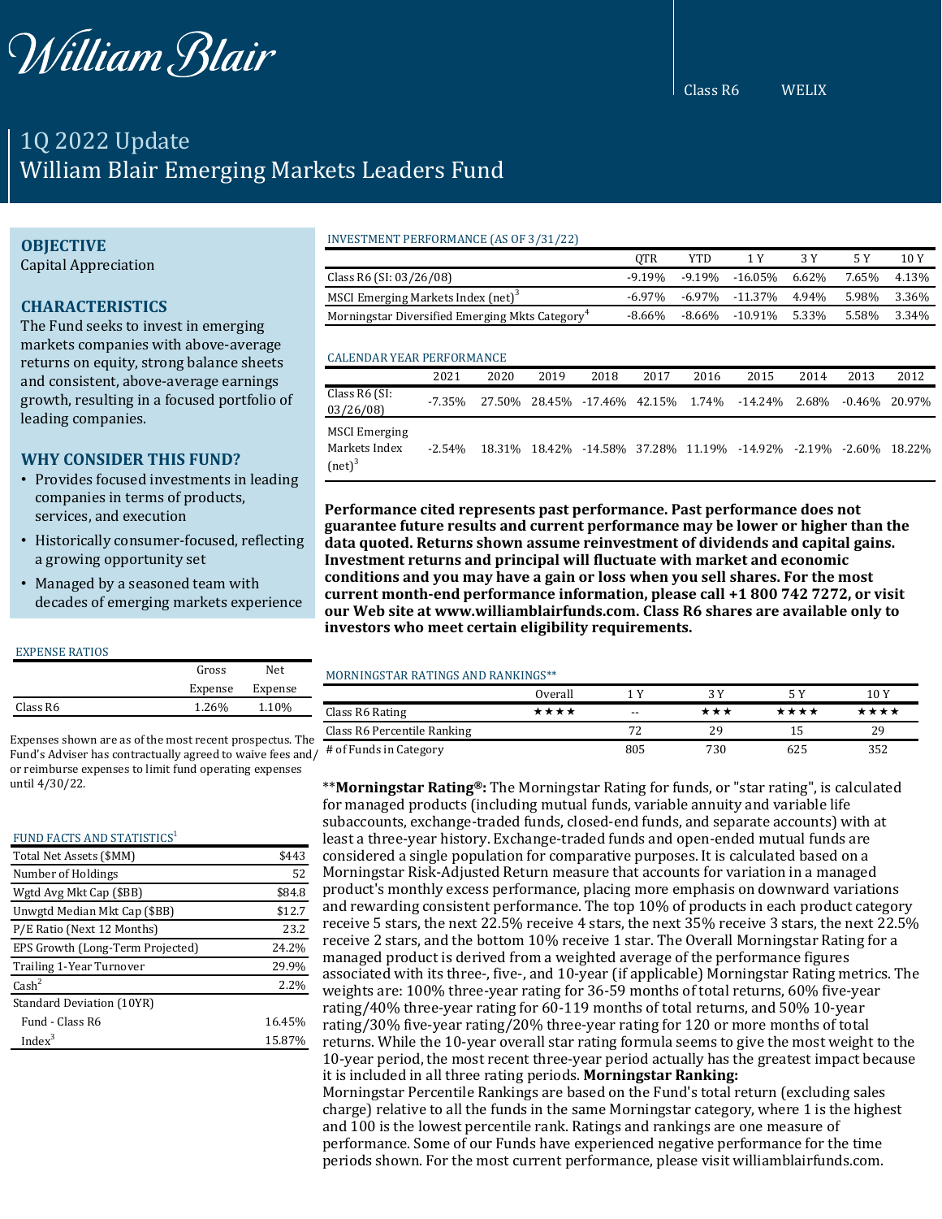William Blair

Class R6 WELIX

# 1Q 2022 Update
# William Blair Emerging Markets Leaders Fund

## OBJECTIVE

Capital Appreciation

## CHARACTERISTICS

The Fund seeks to invest in emerging markets companies with above-average returns on equity, strong balance sheets and consistent, above-average earnings growth, resulting in a focused portfolio of leading companies.

## WHY CONSIDER THIS FUND?

- Provides focused investments in leading companies in terms of products, services, and execution
- Historically consumer-focused, reflecting a growing opportunity set
- Managed by a seasoned team with decades of emerging markets experience

### EXPENSE RATIOS

| | Gross Expense | Net Expense |
|---|---|---|
| Class R6 | 1.26% | 1.10% |

Expenses shown are as of the most recent prospectus. The Fund's Adviser has contractually agreed to waive fees and/or reimburse expenses to limit fund operating expenses until 4/30/22.

### FUND FACTS AND STATISTICS[1]

| | |
|---|---|
| Total Net Assets ($MM) | $443 |
| Number of Holdings | 52 |
| Wgtd Avg Mkt Cap ($BB) | $84.8 |
| Unwgtd Median Mkt Cap ($BB) | $12.7 |
| P/E Ratio (Next 12 Months) | 23.2 |
| EPS Growth (Long-Term Projected) | 24.2% |
| Trailing 1-Year Turnover | 29.9% |
| Cash[2] | 2.2% |
| Standard Deviation (10YR) | |
| Fund - Class R6 | 16.45% |
| Index[3] | 15.87% |

### INVESTMENT PERFORMANCE (AS OF 3/31/22)

| | QTR | YTD | 1 Y | 3 Y | 5 Y | 10 Y |
|---|---|---|---|---|---|---|
| Class R6 (SI: 03/26/08) | -9.19% | -9.19% | -16.05% | 6.62% | 7.65% | 4.13% |
| MSCI Emerging Markets Index (net)[3] | -6.97% | -6.97% | -11.37% | 4.94% | 5.98% | 3.36% |
| Morningstar Diversified Emerging Mkts Category[4] | -8.66% | -8.66% | -10.91% | 5.33% | 5.58% | 3.34% |

### CALENDAR YEAR PERFORMANCE

| | 2021 | 2020 | 2019 | 2018 | 2017 | 2016 | 2015 | 2014 | 2013 | 2012 |
|---|---|---|---|---|---|---|---|---|---|---|
| Class R6 (SI: 03/26/08) | -7.35% | 27.50% | 28.45% | -17.46% | 42.15% | 1.74% | -14.24% | 2.68% | -0.46% | 20.97% |
| MSCI Emerging Markets Index (net)[3] | -2.54% | 18.31% | 18.42% | -14.58% | 37.28% | 11.19% | -14.92% | -2.19% | -2.60% | 18.22% |

**Performance cited represents past performance. Past performance does not guarantee future results and current performance may be lower or higher than the data quoted. Returns shown assume reinvestment of dividends and capital gains. Investment returns and principal will fluctuate with market and economic conditions and you may have a gain or loss when you sell shares. For the most current month-end performance information, please call +1 800 742 7272, or visit our Web site at www.williamblairfunds.com. Class R6 shares are available only to investors who meet certain eligibility requirements.**

### MORNINGSTAR RATINGS AND RANKINGS**

| | Overall | 1 Y | 3 Y | 5 Y | 10 Y |
|---|---|---|---|---|---|
| Class R6 Rating | ★★★★ | -- | ★★★ | ★★★★ | ★★★★ |
| Class R6 Percentile Ranking | | 72 | 29 | 15 | 29 |
| # of Funds in Category | | 805 | 730 | 625 | 352 |

****Morningstar Rating®:** The Morningstar Rating for funds, or "star rating", is calculated for managed products (including mutual funds, variable annuity and variable life subaccounts, exchange-traded funds, closed-end funds, and separate accounts) with at least a three-year history. Exchange-traded funds and open-ended mutual funds are considered a single population for comparative purposes. It is calculated based on a Morningstar Risk-Adjusted Return measure that accounts for variation in a managed product's monthly excess performance, placing more emphasis on downward variations and rewarding consistent performance. The top 10% of products in each product category receive 5 stars, the next 22.5% receive 4 stars, the next 35% receive 3 stars, the next 22.5% receive 2 stars, and the bottom 10% receive 1 star. The Overall Morningstar Rating for a managed product is derived from a weighted average of the performance figures associated with its three-, five-, and 10-year (if applicable) Morningstar Rating metrics. The weights are: 100% three-year rating for 36-59 months of total returns, 60% five-year rating/40% three-year rating for 60-119 months of total returns, and 50% 10-year rating/30% five-year rating/20% three-year rating for 120 or more months of total returns. While the 10-year overall star rating formula seems to give the most weight to the 10-year period, the most recent three-year period actually has the greatest impact because it is included in all three rating periods. **Morningstar Ranking:**
Morningstar Percentile Rankings are based on the Fund's total return (excluding sales charge) relative to all the funds in the same Morningstar category, where 1 is the highest and 100 is the lowest percentile rank. Ratings and rankings are one measure of performance. Some of our Funds have experienced negative performance for the time periods shown. For the most current performance, please visit williamblairfunds.com.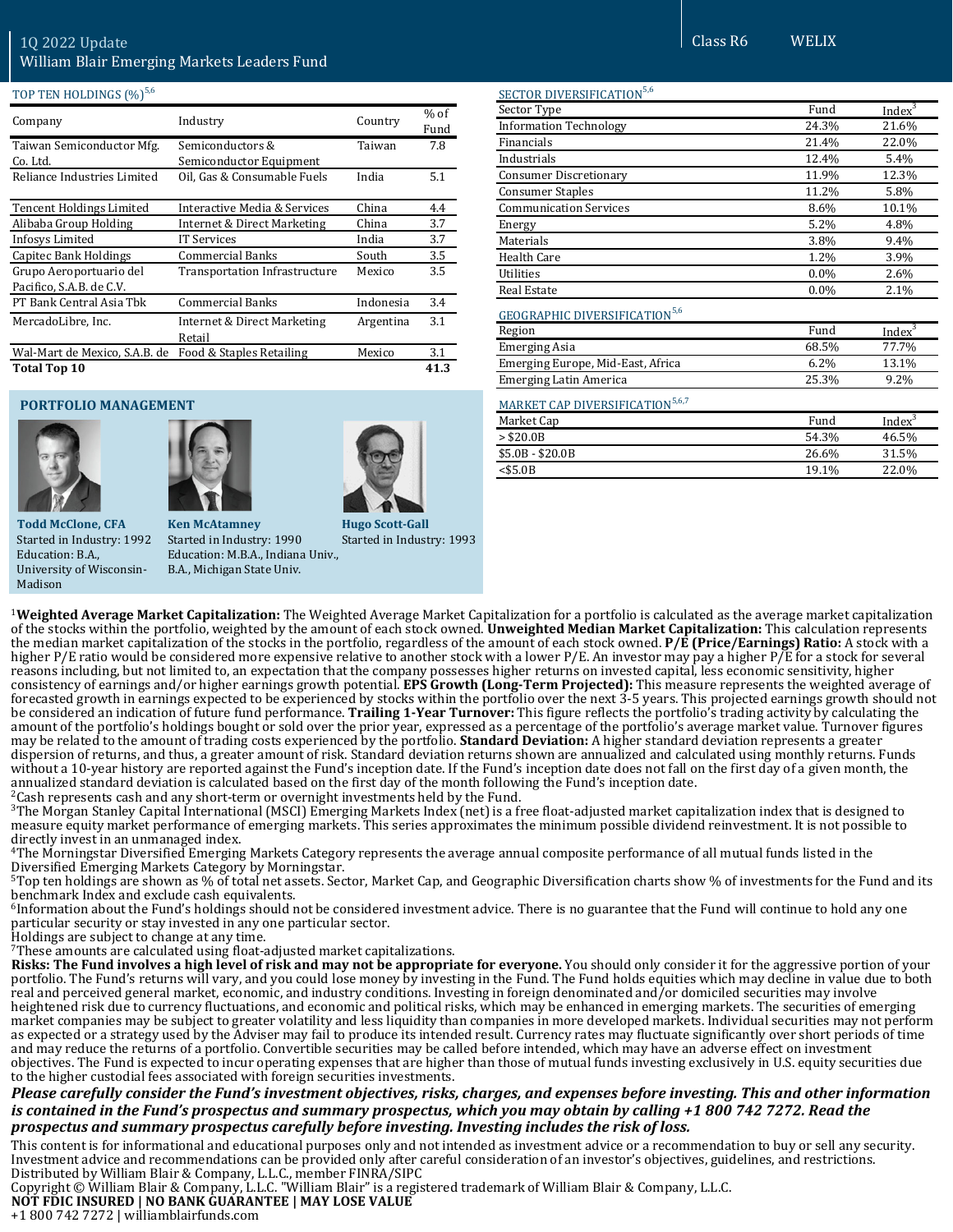1Q 2022 Update
William Blair Emerging Markets Leaders Fund

Class R6 WELIX

## TOP TEN HOLDINGS (%)[5,6]

| Company | Industry | Country | % of Fund |
|---|---|---|---|
| Taiwan Semiconductor Mfg. Co. Ltd. | Semiconductors & Semiconductor Equipment | Taiwan | 7.8 |
| Reliance Industries Limited | Oil, Gas & Consumable Fuels | India | 5.1 |
| Tencent Holdings Limited | Interactive Media & Services | China | 4.4 |
| Alibaba Group Holding | Internet & Direct Marketing | China | 3.7 |
| Infosys Limited | IT Services | India | 3.7 |
| Capitec Bank Holdings | Commercial Banks | South | 3.5 |
| Grupo Aeroportuario del Pacifico, S.A.B. de C.V. | Transportation Infrastructure | Mexico | 3.5 |
| PT Bank Central Asia Tbk | Commercial Banks | Indonesia | 3.4 |
| MercadoLibre, Inc. | Internet & Direct Marketing Retail | Argentina | 3.1 |
| Wal-Mart de Mexico, S.A.B. de | Food & Staples Retailing | Mexico | 3.1 |
| **Total Top 10** | | | **41.3** |

## PORTFOLIO MANAGEMENT

**Todd McClone, CFA**
Started in Industry: 1992
Education: B.A., University of Wisconsin-Madison

**Ken McAtamney**
Started in Industry: 1990
Education: M.B.A., Indiana Univ., B.A., Michigan State Univ.

**Hugo Scott-Gall**
Started in Industry: 1993

## SECTOR DIVERSIFICATION[5,6]

| Sector Type | Fund | Index[3] |
|---|---|---|
| Information Technology | 24.3% | 21.6% |
| Financials | 21.4% | 22.0% |
| Industrials | 12.4% | 5.4% |
| Consumer Discretionary | 11.9% | 12.3% |
| Consumer Staples | 11.2% | 5.8% |
| Communication Services | 8.6% | 10.1% |
| Energy | 5.2% | 4.8% |
| Materials | 3.8% | 9.4% |
| Health Care | 1.2% | 3.9% |
| Utilities | 0.0% | 2.6% |
| Real Estate | 0.0% | 2.1% |

## GEOGRAPHIC DIVERSIFICATION[5,6]

| Region | Fund | Index[3] |
|---|---|---|
| Emerging Asia | 68.5% | 77.7% |
| Emerging Europe, Mid-East, Africa | 6.2% | 13.1% |
| Emerging Latin America | 25.3% | 9.2% |

## MARKET CAP DIVERSIFICATION[5,6,7]

| Market Cap | Fund | Index[3] |
|---|---|---|
| > $20.0B | 54.3% | 46.5% |
| $5.0B - $20.0B | 26.6% | 31.5% |
| <$5.0B | 19.1% | 22.0% |

[1]**Weighted Average Market Capitalization:** The Weighted Average Market Capitalization for a portfolio is calculated as the average market capitalization of the stocks within the portfolio, weighted by the amount of each stock owned. **Unweighted Median Market Capitalization:** This calculation represents the median market capitalization of the stocks in the portfolio, regardless of the amount of each stock owned. **P/E (Price/Earnings) Ratio:** A stock with a higher P/E ratio would be considered more expensive relative to another stock with a lower P/E. An investor may pay a higher P/E for a stock for several reasons including, but not limited to, an expectation that the company possesses higher returns on invested capital, less economic sensitivity, higher consistency of earnings and/or higher earnings growth potential. **EPS Growth (Long-Term Projected):** This measure represents the weighted average of forecasted growth in earnings expected to be experienced by stocks within the portfolio over the next 3-5 years. This projected earnings growth should not be considered an indication of future fund performance. **Trailing 1-Year Turnover:** This figure reflects the portfolio's trading activity by calculating the amount of the portfolio's holdings bought or sold over the prior year, expressed as a percentage of the portfolio's average market value. Turnover figures may be related to the amount of trading costs experienced by the portfolio. **Standard Deviation:** A higher standard deviation represents a greater dispersion of returns, and thus, a greater amount of risk. Standard deviation returns shown are annualized and calculated using monthly returns. Funds without a 10-year history are reported against the Fund's inception date. If the Fund's inception date does not fall on the first day of a given month, the annualized standard deviation is calculated based on the first day of the month following the Fund's inception date.

[2]Cash represents cash and any short-term or overnight investments held by the Fund.

[3]The Morgan Stanley Capital International (MSCI) Emerging Markets Index (net) is a free float-adjusted market capitalization index that is designed to measure equity market performance of emerging markets. This series approximates the minimum possible dividend reinvestment. It is not possible to directly invest in an unmanaged index.

[4]The Morningstar Diversified Emerging Markets Category represents the average annual composite performance of all mutual funds listed in the Diversified Emerging Markets Category by Morningstar.

[5]Top ten holdings are shown as % of total net assets. Sector, Market Cap, and Geographic Diversification charts show % of investments for the Fund and its benchmark Index and exclude cash equivalents.

[6]Information about the Fund's holdings should not be considered investment advice. There is no guarantee that the Fund will continue to hold any one particular security or stay invested in any one particular sector.
Holdings are subject to change at any time.

[7]These amounts are calculated using float-adjusted market capitalizations.

**Risks: The Fund involves a high level of risk and may not be appropriate for everyone.** You should only consider it for the aggressive portion of your portfolio. The Fund's returns will vary, and you could lose money by investing in the Fund. The Fund holds equities which may decline in value due to both real and perceived general market, economic, and industry conditions. Investing in foreign denominated and/or domiciled securities may involve heightened risk due to currency fluctuations, and economic and political risks, which may be enhanced in emerging markets. The securities of emerging market companies may be subject to greater volatility and less liquidity than companies in more developed markets. Individual securities may not perform as expected or a strategy used by the Adviser may fail to produce its intended result. Currency rates may fluctuate significantly over short periods of time and may reduce the returns of a portfolio. Convertible securities may be called before intended, which may have an adverse effect on investment objectives. The Fund is expected to incur operating expenses that are higher than those of mutual funds investing exclusively in U.S. equity securities due to the higher custodial fees associated with foreign securities investments.

***Please carefully consider the Fund's investment objectives, risks, charges, and expenses before investing. This and other information is contained in the Fund's prospectus and summary prospectus, which you may obtain by calling +1 800 742 7272. Read the prospectus and summary prospectus carefully before investing. Investing includes the risk of loss.***

This content is for informational and educational purposes only and not intended as investment advice or a recommendation to buy or sell any security. Investment advice and recommendations can be provided only after careful consideration of an investor's objectives, guidelines, and restrictions.
Distributed by William Blair & Company, L.L.C., member FINRA/SIPC
Copyright © William Blair & Company, L.L.C. "William Blair" is a registered trademark of William Blair & Company, L.L.C.
**NOT FDIC INSURED | NO BANK GUARANTEE | MAY LOSE VALUE**
+1 800 742 7272 | williamblairfunds.com